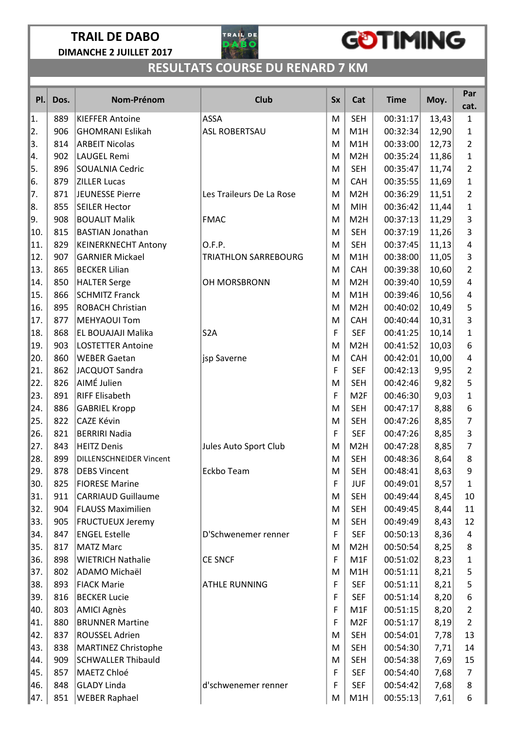# TRAIL DE DABO

**DIMANCHE 2 JUILLET 2017**

GOTIMING

## RESULTATS COURSE DU RENARD 7 KM

| Pl. | Dos. | Nom-Prénom | Club | Sx | Cat | Time | Moy. | Par cat. |
|---|---|---|---|---|---|---|---|---|
| 1. | 889 | KIEFFER Antoine | ASSA | M | SEH | 00:31:17 | 13,43 | 1 |
| 2. | 906 | GHOMRANI Eslikah | ASL ROBERTSAU | M | M1H | 00:32:34 | 12,90 | 1 |
| 3. | 814 | ARBEIT Nicolas | | M | M1H | 00:33:00 | 12,73 | 2 |
| 4. | 902 | LAUGEL Remi | | M | M2H | 00:35:24 | 11,86 | 1 |
| 5. | 896 | SOUALNIA Cedric | | M | SEH | 00:35:47 | 11,74 | 2 |
| 6. | 879 | ZILLER Lucas | | M | CAH | 00:35:55 | 11,69 | 1 |
| 7. | 871 | JEUNESSE Pierre | Les Traileurs De La Rose | M | M2H | 00:36:29 | 11,51 | 2 |
| 8. | 855 | SEILER Hector | | M | MIH | 00:36:42 | 11,44 | 1 |
| 9. | 908 | BOUALIT Malik | FMAC | M | M2H | 00:37:13 | 11,29 | 3 |
| 10. | 815 | BASTIAN Jonathan | | M | SEH | 00:37:19 | 11,26 | 3 |
| 11. | 829 | KEINERKNECHT Antony | O.F.P. | M | SEH | 00:37:45 | 11,13 | 4 |
| 12. | 907 | GARNIER Mickael | TRIATHLON SARREBOURG | M | M1H | 00:38:00 | 11,05 | 3 |
| 13. | 865 | BECKER Lilian | | M | CAH | 00:39:38 | 10,60 | 2 |
| 14. | 850 | HALTER Serge | OH MORSBRONN | M | M2H | 00:39:40 | 10,59 | 4 |
| 15. | 866 | SCHMITZ Franck | | M | M1H | 00:39:46 | 10,56 | 4 |
| 16. | 895 | ROBACH Christian | | M | M2H | 00:40:02 | 10,49 | 5 |
| 17. | 877 | MEHYAOUI Tom | | M | CAH | 00:40:44 | 10,31 | 3 |
| 18. | 868 | EL BOUAJAJI Malika | S2A | F | SEF | 00:41:25 | 10,14 | 1 |
| 19. | 903 | LOSTETTER Antoine | | M | M2H | 00:41:52 | 10,03 | 6 |
| 20. | 860 | WEBER Gaetan | jsp Saverne | M | CAH | 00:42:01 | 10,00 | 4 |
| 21. | 862 | JACQUOT Sandra | | F | SEF | 00:42:13 | 9,95 | 2 |
| 22. | 826 | AIMÉ Julien | | M | SEH | 00:42:46 | 9,82 | 5 |
| 23. | 891 | RIFF Elisabeth | | F | M2F | 00:46:30 | 9,03 | 1 |
| 24. | 886 | GABRIEL Kropp | | M | SEH | 00:47:17 | 8,88 | 6 |
| 25. | 822 | CAZE Kévin | | M | SEH | 00:47:26 | 8,85 | 7 |
| 26. | 821 | BERRIRI Nadia | | F | SEF | 00:47:26 | 8,85 | 3 |
| 27. | 843 | HEITZ Denis | Jules Auto Sport Club | M | M2H | 00:47:28 | 8,85 | 7 |
| 28. | 899 | DILLENSCHNEIDER Vincent | | M | SEH | 00:48:36 | 8,64 | 8 |
| 29. | 878 | DEBS Vincent | Eckbo Team | M | SEH | 00:48:41 | 8,63 | 9 |
| 30. | 825 | FIORESE Marine | | F | JUF | 00:49:01 | 8,57 | 1 |
| 31. | 911 | CARRIAUD Guillaume | | M | SEH | 00:49:44 | 8,45 | 10 |
| 32. | 904 | FLAUSS Maximilien | | M | SEH | 00:49:45 | 8,44 | 11 |
| 33. | 905 | FRUCTUEUX Jeremy | | M | SEH | 00:49:49 | 8,43 | 12 |
| 34. | 847 | ENGEL Estelle | D'Schwenemer renner | F | SEF | 00:50:13 | 8,36 | 4 |
| 35. | 817 | MATZ Marc | | M | M2H | 00:50:54 | 8,25 | 8 |
| 36. | 898 | WIETRICH Nathalie | CE SNCF | F | M1F | 00:51:02 | 8,23 | 1 |
| 37. | 802 | ADAMO Michaël | | M | M1H | 00:51:11 | 8,21 | 5 |
| 38. | 893 | FIACK Marie | ATHLE RUNNING | F | SEF | 00:51:11 | 8,21 | 5 |
| 39. | 816 | BECKER Lucie | | F | SEF | 00:51:14 | 8,20 | 6 |
| 40. | 803 | AMICI Agnès | | F | M1F | 00:51:15 | 8,20 | 2 |
| 41. | 880 | BRUNNER Martine | | F | M2F | 00:51:17 | 8,19 | 2 |
| 42. | 837 | ROUSSEL Adrien | | M | SEH | 00:54:01 | 7,78 | 13 |
| 43. | 838 | MARTINEZ Christophe | | M | SEH | 00:54:30 | 7,71 | 14 |
| 44. | 909 | SCHWALLER Thibauld | | M | SEH | 00:54:38 | 7,69 | 15 |
| 45. | 857 | MAETZ Chloé | | F | SEF | 00:54:40 | 7,68 | 7 |
| 46. | 848 | GLADY Linda | d'schwenemer renner | F | SEF | 00:54:42 | 7,68 | 8 |
| 47. | 851 | WEBER Raphael | | M | M1H | 00:55:13 | 7,61 | 6 |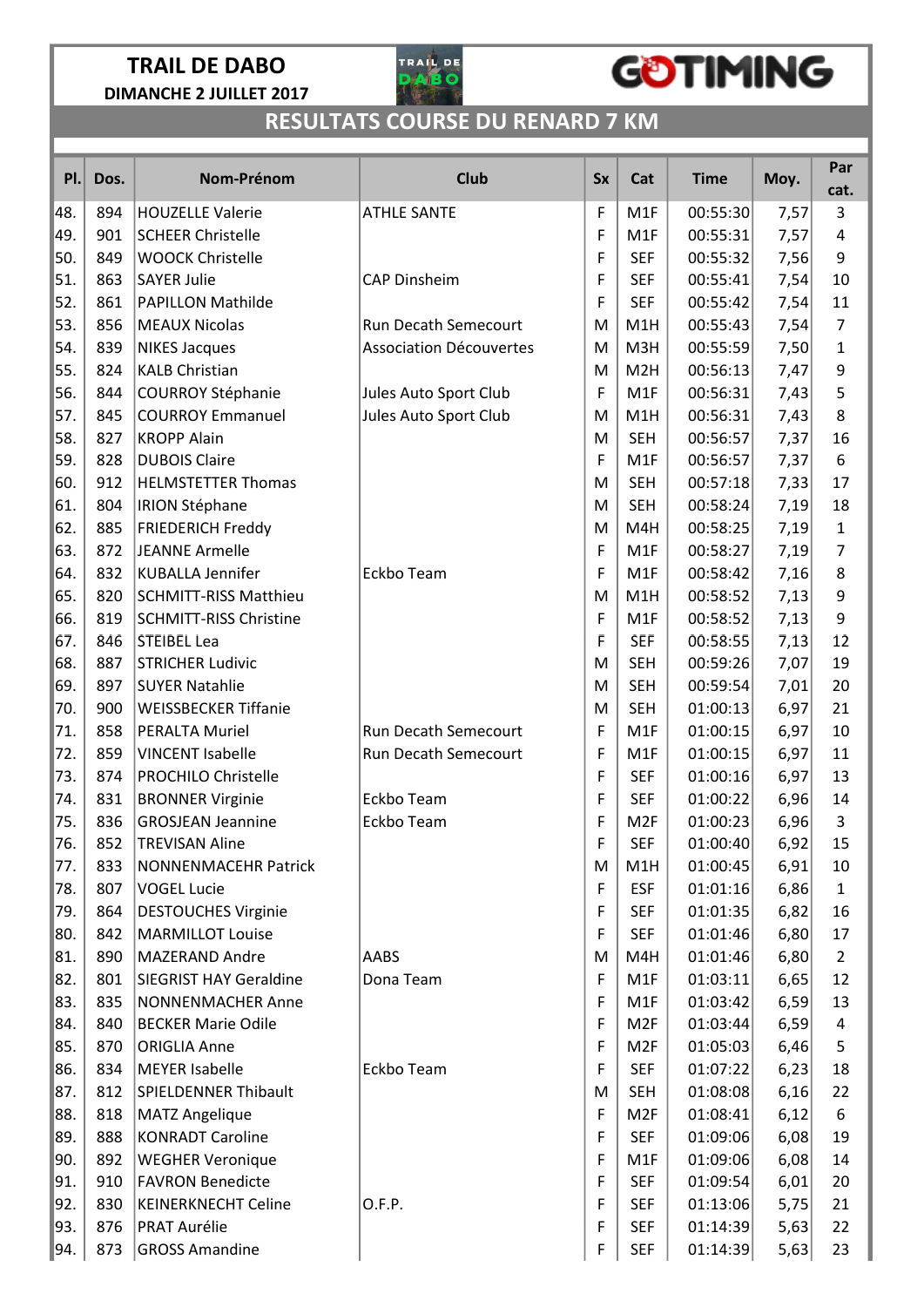# TRAIL DE DABO

**DIMANCHE 2 JUILLET 2017**

GOTIMING

## RESULTATS COURSE DU RENARD 7 KM

| Pl. | Dos. | Nom-Prénom | Club | Sx | Cat | Time | Moy. | Par cat. |
|---|---|---|---|---|---|---|---|---|
| 48. | 894 | HOUZELLE Valerie | ATHLE SANTE | F | M1F | 00:55:30 | 7,57 | 3 |
| 49. | 901 | SCHEER Christelle | | F | M1F | 00:55:31 | 7,57 | 4 |
| 50. | 849 | WOOCK Christelle | | F | SEF | 00:55:32 | 7,56 | 9 |
| 51. | 863 | SAYER Julie | CAP Dinsheim | F | SEF | 00:55:41 | 7,54 | 10 |
| 52. | 861 | PAPILLON Mathilde | | F | SEF | 00:55:42 | 7,54 | 11 |
| 53. | 856 | MEAUX Nicolas | Run Decath Semecourt | M | M1H | 00:55:43 | 7,54 | 7 |
| 54. | 839 | NIKES Jacques | Association Découvertes | M | M3H | 00:55:59 | 7,50 | 1 |
| 55. | 824 | KALB Christian | | M | M2H | 00:56:13 | 7,47 | 9 |
| 56. | 844 | COURROY Stéphanie | Jules Auto Sport Club | F | M1F | 00:56:31 | 7,43 | 5 |
| 57. | 845 | COURROY Emmanuel | Jules Auto Sport Club | M | M1H | 00:56:31 | 7,43 | 8 |
| 58. | 827 | KROPP Alain | | M | SEH | 00:56:57 | 7,37 | 16 |
| 59. | 828 | DUBOIS Claire | | F | M1F | 00:56:57 | 7,37 | 6 |
| 60. | 912 | HELMSTETTER Thomas | | M | SEH | 00:57:18 | 7,33 | 17 |
| 61. | 804 | IRION Stéphane | | M | SEH | 00:58:24 | 7,19 | 18 |
| 62. | 885 | FRIEDERICH Freddy | | M | M4H | 00:58:25 | 7,19 | 1 |
| 63. | 872 | JEANNE Armelle | | F | M1F | 00:58:27 | 7,19 | 7 |
| 64. | 832 | KUBALLA Jennifer | Eckbo Team | F | M1F | 00:58:42 | 7,16 | 8 |
| 65. | 820 | SCHMITT-RISS Matthieu | | M | M1H | 00:58:52 | 7,13 | 9 |
| 66. | 819 | SCHMITT-RISS Christine | | F | M1F | 00:58:52 | 7,13 | 9 |
| 67. | 846 | STEIBEL Lea | | F | SEF | 00:58:55 | 7,13 | 12 |
| 68. | 887 | STRICHER Ludivic | | M | SEH | 00:59:26 | 7,07 | 19 |
| 69. | 897 | SUYER Natahlie | | M | SEH | 00:59:54 | 7,01 | 20 |
| 70. | 900 | WEISSBECKER Tiffanie | | M | SEH | 01:00:13 | 6,97 | 21 |
| 71. | 858 | PERALTA Muriel | Run Decath Semecourt | F | M1F | 01:00:15 | 6,97 | 10 |
| 72. | 859 | VINCENT Isabelle | Run Decath Semecourt | F | M1F | 01:00:15 | 6,97 | 11 |
| 73. | 874 | PROCHILO Christelle | | F | SEF | 01:00:16 | 6,97 | 13 |
| 74. | 831 | BRONNER Virginie | Eckbo Team | F | SEF | 01:00:22 | 6,96 | 14 |
| 75. | 836 | GROSJEAN Jeannine | Eckbo Team | F | M2F | 01:00:23 | 6,96 | 3 |
| 76. | 852 | TREVISAN Aline | | F | SEF | 01:00:40 | 6,92 | 15 |
| 77. | 833 | NONNENMACEHR Patrick | | M | M1H | 01:00:45 | 6,91 | 10 |
| 78. | 807 | VOGEL Lucie | | F | ESF | 01:01:16 | 6,86 | 1 |
| 79. | 864 | DESTOUCHES Virginie | | F | SEF | 01:01:35 | 6,82 | 16 |
| 80. | 842 | MARMILLOT Louise | | F | SEF | 01:01:46 | 6,80 | 17 |
| 81. | 890 | MAZERAND Andre | AABS | M | M4H | 01:01:46 | 6,80 | 2 |
| 82. | 801 | SIEGRIST HAY Geraldine | Dona Team | F | M1F | 01:03:11 | 6,65 | 12 |
| 83. | 835 | NONNENMACHER Anne | | F | M1F | 01:03:42 | 6,59 | 13 |
| 84. | 840 | BECKER Marie Odile | | F | M2F | 01:03:44 | 6,59 | 4 |
| 85. | 870 | ORIGLIA Anne | | F | M2F | 01:05:03 | 6,46 | 5 |
| 86. | 834 | MEYER Isabelle | Eckbo Team | F | SEF | 01:07:22 | 6,23 | 18 |
| 87. | 812 | SPIELDENNER Thibault | | M | SEH | 01:08:08 | 6,16 | 22 |
| 88. | 818 | MATZ Angelique | | F | M2F | 01:08:41 | 6,12 | 6 |
| 89. | 888 | KONRADT Caroline | | F | SEF | 01:09:06 | 6,08 | 19 |
| 90. | 892 | WEGHER Veronique | | F | M1F | 01:09:06 | 6,08 | 14 |
| 91. | 910 | FAVRON Benedicte | | F | SEF | 01:09:54 | 6,01 | 20 |
| 92. | 830 | KEINERKNECHT Celine | O.F.P. | F | SEF | 01:13:06 | 5,75 | 21 |
| 93. | 876 | PRAT Aurélie | | F | SEF | 01:14:39 | 5,63 | 22 |
| 94. | 873 | GROSS Amandine | | F | SEF | 01:14:39 | 5,63 | 23 |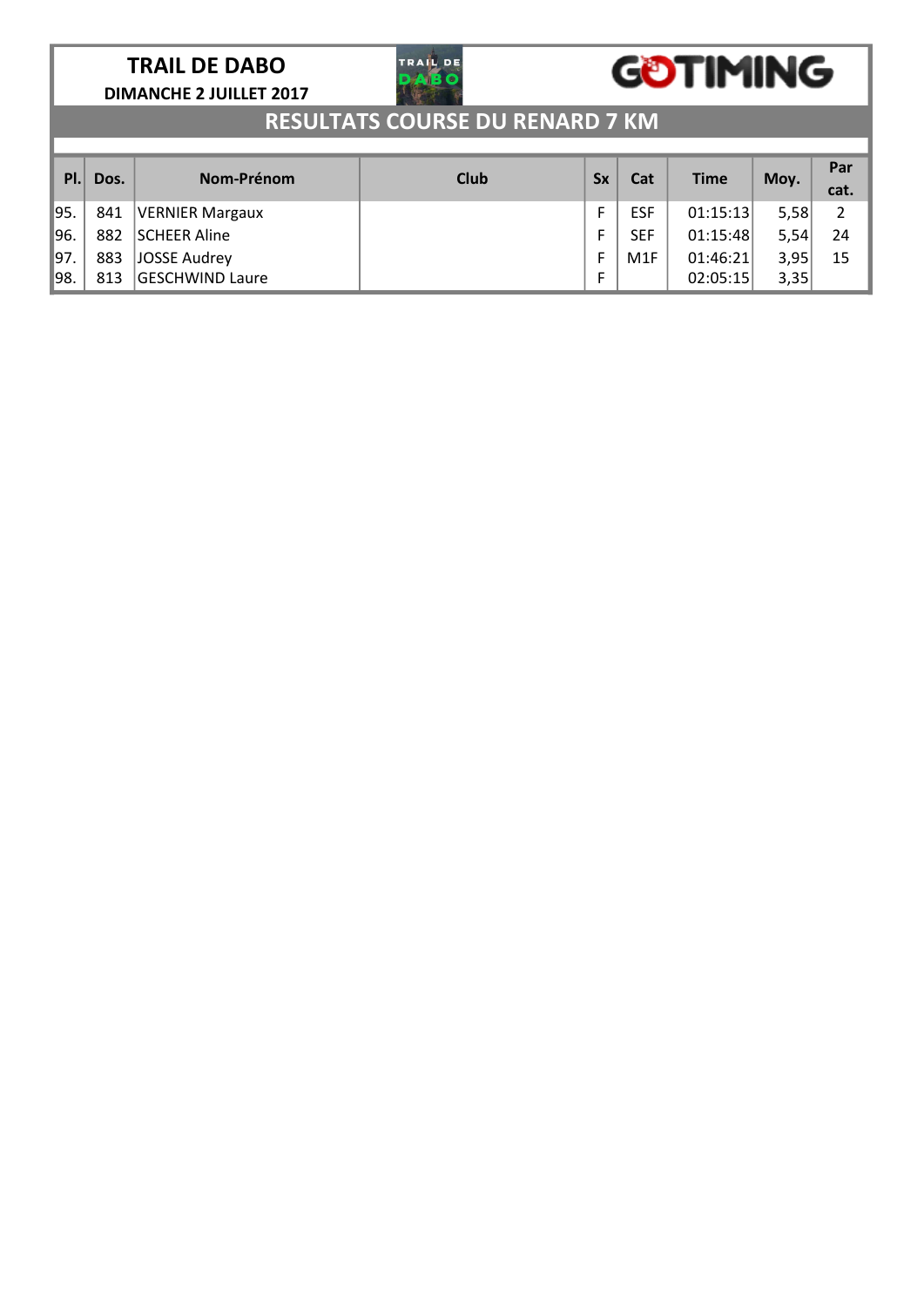# TRAIL DE DABO

**DIMANCHE 2 JUILLET 2017**

GOTIMING

## RESULTATS COURSE DU RENARD 7 KM

| Pl. | Dos. | Nom-Prénom | Club | Sx | Cat | Time | Moy. | Par cat. |
|---|---|---|---|---|---|---|---|---|
| 95. | 841 | VERNIER Margaux | | F | ESF | 01:15:13 | 5,58 | 2 |
| 96. | 882 | SCHEER Aline | | F | SEF | 01:15:48 | 5,54 | 24 |
| 97. | 883 | JOSSE Audrey | | F | M1F | 01:46:21 | 3,95 | 15 |
| 98. | 813 | GESCHWIND Laure | | F | | 02:05:15 | 3,35 | |